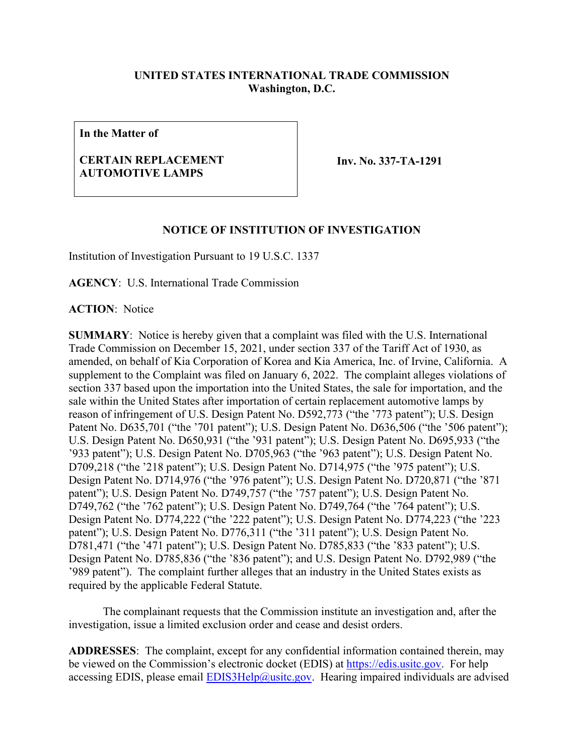**UNITED STATES INTERNATIONAL TRADE COMMISSION**
**Washington, D.C.**

| In the Matter of<br><br>**CERTAIN REPLACEMENT AUTOMOTIVE LAMPS** | **Inv. No. 337-TA-1291** |
|---|---|

## NOTICE OF INSTITUTION OF INVESTIGATION

Institution of Investigation Pursuant to 19 U.S.C. 1337

**AGENCY**: U.S. International Trade Commission

**ACTION**: Notice

**SUMMARY**: Notice is hereby given that a complaint was filed with the U.S. International Trade Commission on December 15, 2021, under section 337 of the Tariff Act of 1930, as amended, on behalf of Kia Corporation of Korea and Kia America, Inc. of Irvine, California. A supplement to the Complaint was filed on January 6, 2022. The complaint alleges violations of section 337 based upon the importation into the United States, the sale for importation, and the sale within the United States after importation of certain replacement automotive lamps by reason of infringement of U.S. Design Patent No. D592,773 ("the '773 patent"); U.S. Design Patent No. D635,701 ("the '701 patent"); U.S. Design Patent No. D636,506 ("the '506 patent"); U.S. Design Patent No. D650,931 ("the '931 patent"); U.S. Design Patent No. D695,933 ("the '933 patent"); U.S. Design Patent No. D705,963 ("the '963 patent"); U.S. Design Patent No. D709,218 ("the '218 patent"); U.S. Design Patent No. D714,975 ("the '975 patent"); U.S. Design Patent No. D714,976 ("the '976 patent"); U.S. Design Patent No. D720,871 ("the '871 patent"); U.S. Design Patent No. D749,757 ("the '757 patent"); U.S. Design Patent No. D749,762 ("the '762 patent"); U.S. Design Patent No. D749,764 ("the '764 patent"); U.S. Design Patent No. D774,222 ("the '222 patent"); U.S. Design Patent No. D774,223 ("the '223 patent"); U.S. Design Patent No. D776,311 ("the '311 patent"); U.S. Design Patent No. D781,471 ("the '471 patent"); U.S. Design Patent No. D785,833 ("the '833 patent"); U.S. Design Patent No. D785,836 ("the '836 patent"); and U.S. Design Patent No. D792,989 ("the '989 patent"). The complaint further alleges that an industry in the United States exists as required by the applicable Federal Statute.

The complainant requests that the Commission institute an investigation and, after the investigation, issue a limited exclusion order and cease and desist orders.

**ADDRESSES**: The complaint, except for any confidential information contained therein, may be viewed on the Commission's electronic docket (EDIS) at https://edis.usitc.gov. For help accessing EDIS, please email EDIS3Help@usitc.gov. Hearing impaired individuals are advised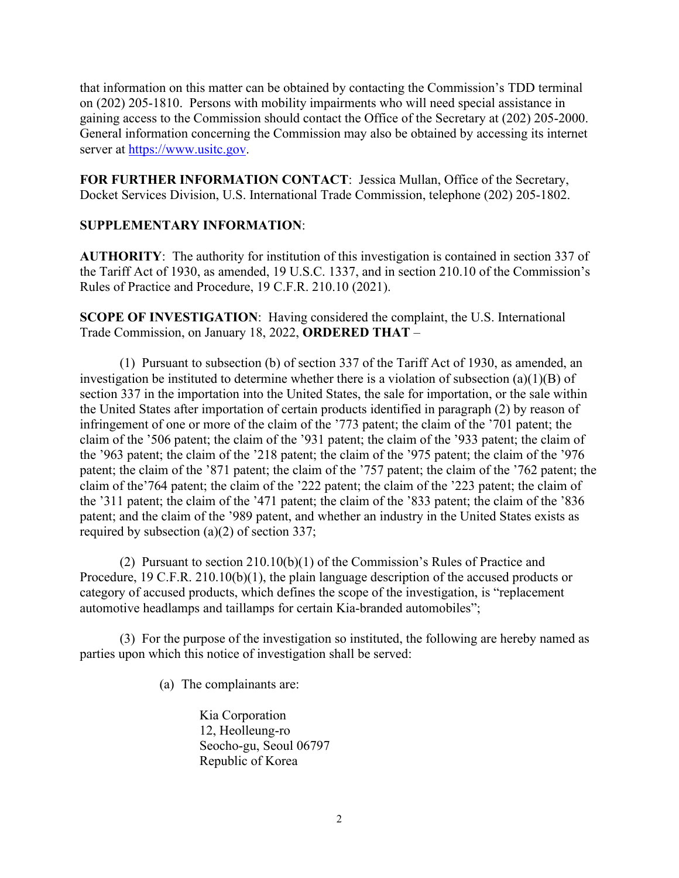that information on this matter can be obtained by contacting the Commission's TDD terminal on (202) 205-1810. Persons with mobility impairments who will need special assistance in gaining access to the Commission should contact the Office of the Secretary at (202) 205-2000. General information concerning the Commission may also be obtained by accessing its internet server at https://www.usitc.gov.

**FOR FURTHER INFORMATION CONTACT**: Jessica Mullan, Office of the Secretary, Docket Services Division, U.S. International Trade Commission, telephone (202) 205-1802.

**SUPPLEMENTARY INFORMATION**:

**AUTHORITY**: The authority for institution of this investigation is contained in section 337 of the Tariff Act of 1930, as amended, 19 U.S.C. 1337, and in section 210.10 of the Commission's Rules of Practice and Procedure, 19 C.F.R. 210.10 (2021).

**SCOPE OF INVESTIGATION**: Having considered the complaint, the U.S. International Trade Commission, on January 18, 2022, **ORDERED THAT** –

(1) Pursuant to subsection (b) of section 337 of the Tariff Act of 1930, as amended, an investigation be instituted to determine whether there is a violation of subsection (a)(1)(B) of section 337 in the importation into the United States, the sale for importation, or the sale within the United States after importation of certain products identified in paragraph (2) by reason of infringement of one or more of the claim of the '773 patent; the claim of the '701 patent; the claim of the '506 patent; the claim of the '931 patent; the claim of the '933 patent; the claim of the '963 patent; the claim of the '218 patent; the claim of the '975 patent; the claim of the '976 patent; the claim of the '871 patent; the claim of the '757 patent; the claim of the '762 patent; the claim of the'764 patent; the claim of the '222 patent; the claim of the '223 patent; the claim of the '311 patent; the claim of the '471 patent; the claim of the '833 patent; the claim of the '836 patent; and the claim of the '989 patent, and whether an industry in the United States exists as required by subsection (a)(2) of section 337;

(2) Pursuant to section 210.10(b)(1) of the Commission's Rules of Practice and Procedure, 19 C.F.R. 210.10(b)(1), the plain language description of the accused products or category of accused products, which defines the scope of the investigation, is "replacement automotive headlamps and taillamps for certain Kia-branded automobiles";

(3) For the purpose of the investigation so instituted, the following are hereby named as parties upon which this notice of investigation shall be served:

(a) The complainants are:

Kia Corporation
12, Heolleung-ro
Seocho-gu, Seoul 06797
Republic of Korea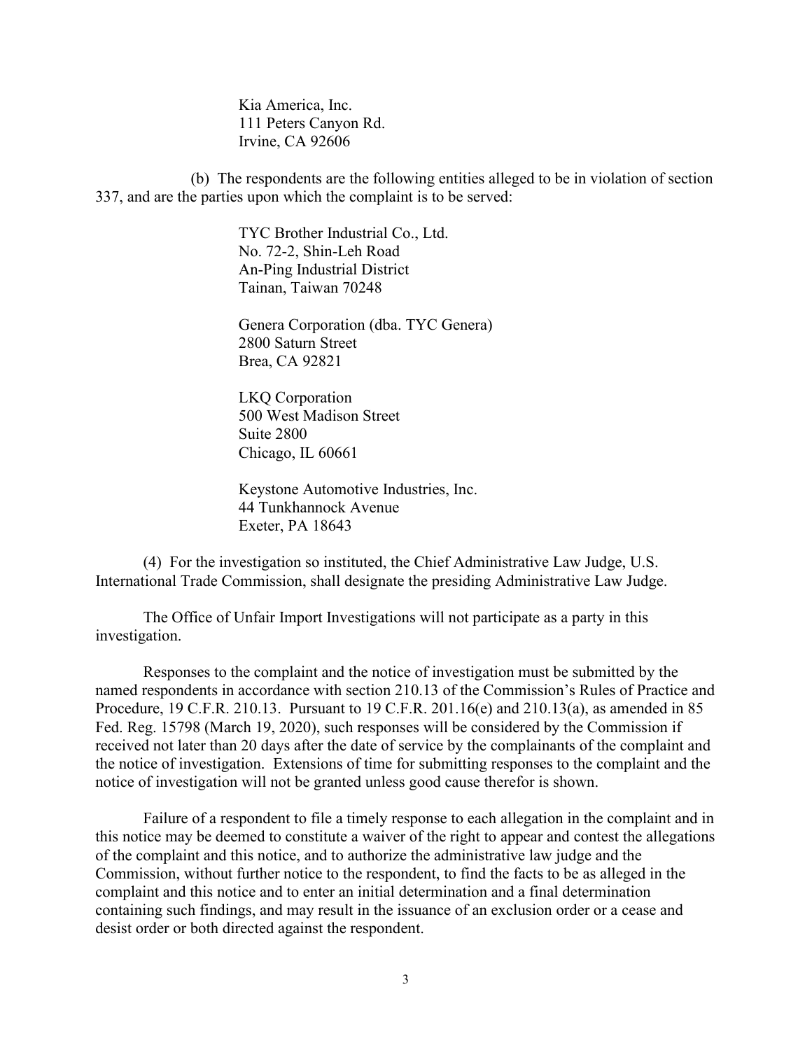Kia America, Inc.
111 Peters Canyon Rd.
Irvine, CA 92606

(b) The respondents are the following entities alleged to be in violation of section 337, and are the parties upon which the complaint is to be served:

TYC Brother Industrial Co., Ltd.
No. 72-2, Shin-Leh Road
An-Ping Industrial District
Tainan, Taiwan 70248

Genera Corporation (dba. TYC Genera)
2800 Saturn Street
Brea, CA 92821

LKQ Corporation
500 West Madison Street
Suite 2800
Chicago, IL 60661

Keystone Automotive Industries, Inc.
44 Tunkhannock Avenue
Exeter, PA 18643

(4) For the investigation so instituted, the Chief Administrative Law Judge, U.S. International Trade Commission, shall designate the presiding Administrative Law Judge.

The Office of Unfair Import Investigations will not participate as a party in this investigation.

Responses to the complaint and the notice of investigation must be submitted by the named respondents in accordance with section 210.13 of the Commission's Rules of Practice and Procedure, 19 C.F.R. 210.13. Pursuant to 19 C.F.R. 201.16(e) and 210.13(a), as amended in 85 Fed. Reg. 15798 (March 19, 2020), such responses will be considered by the Commission if received not later than 20 days after the date of service by the complainants of the complaint and the notice of investigation. Extensions of time for submitting responses to the complaint and the notice of investigation will not be granted unless good cause therefor is shown.

Failure of a respondent to file a timely response to each allegation in the complaint and in this notice may be deemed to constitute a waiver of the right to appear and contest the allegations of the complaint and this notice, and to authorize the administrative law judge and the Commission, without further notice to the respondent, to find the facts to be as alleged in the complaint and this notice and to enter an initial determination and a final determination containing such findings, and may result in the issuance of an exclusion order or a cease and desist order or both directed against the respondent.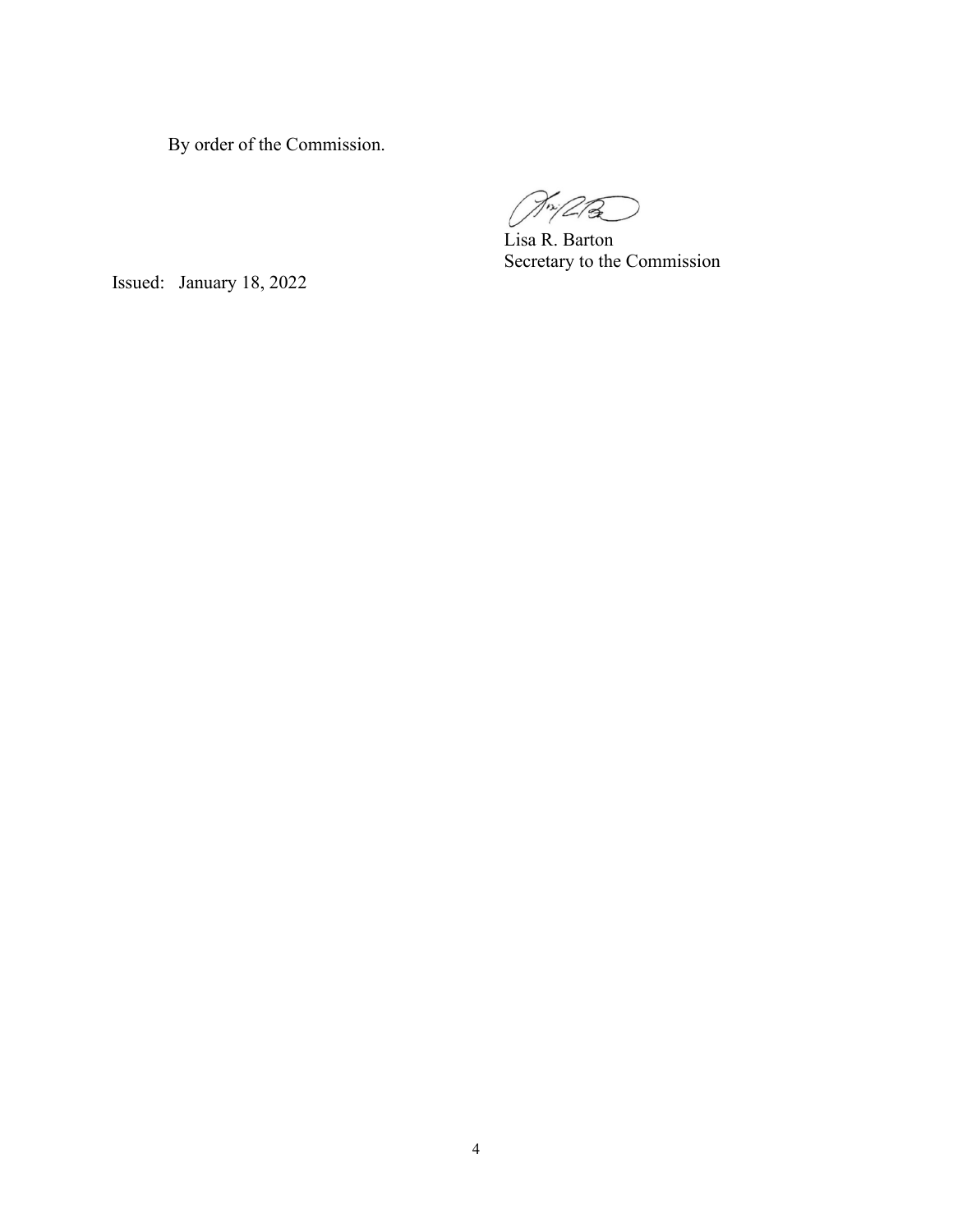By order of the Commission.

Lisa R. Barton
Secretary to the Commission

Issued: January 18, 2022